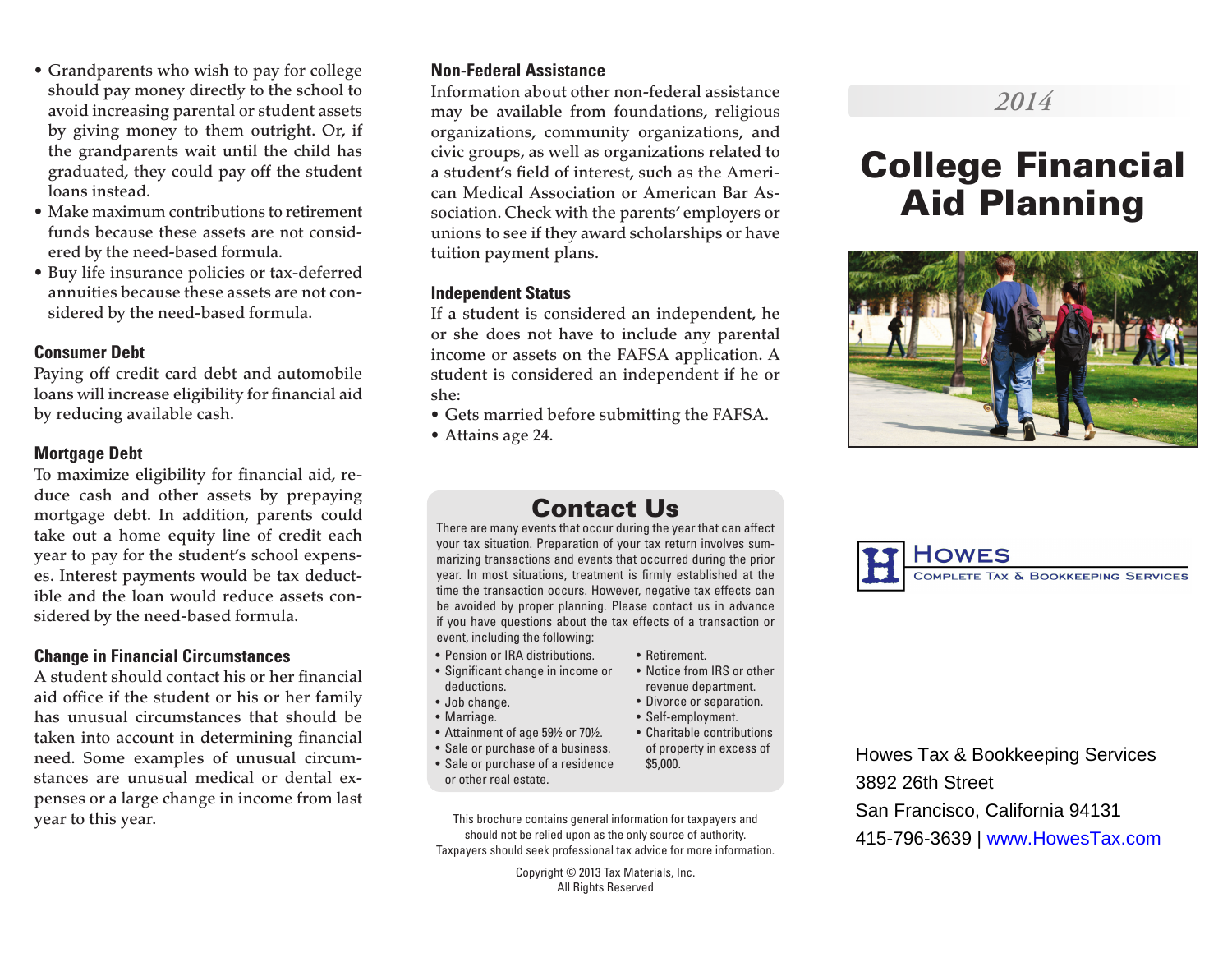- Grandparents who wish to pay for college should pay money directly to the school to avoid increasing parental or student assets by giving money to them outright. Or, if the grandparents wait until the child has graduated, they could pay off the student loans instead.
- Make maximum contributions to retirement funds because these assets are not considered by the need-based formula.
- Buy life insurance policies or tax-deferred annuities because these assets are not considered by the need-based formula.

### Consumer Debt

Paying off credit card debt and automobile loans will increase eligibility for financial aid by reducing available cash.

### Mortgage Debt

To maximize eligibility for financial aid, reduce cash and other assets by prepaying mortgage debt. In addition, parents could take out a home equity line of credit each year to pay for the student's school expenses. Interest payments would be tax deductible and the loan would reduce assets considered by the need-based formula.

### Change in Financial Circumstances

A student should contact his or her financial aid office if the student or his or her family has unusual circumstances that should be taken into account in determining financial need. Some examples of unusual circumstances are unusual medical or dental expenses or a large change in income from last year to this year.

### Non-Federal Assistance

Information about other non-federal assistance may be available from foundations, religious organizations, community organizations, and civic groups, as well as organizations related to a student's field of interest, such as the American Medical Association or American Bar Association. Check with the parents' employers or unions to see if they award scholarships or have tuition payment plans.

### Independent Status

If a student is considered an independent, he or she does not have to include any parental income or assets on the FAFSA application. A student is considered an independent if he or she:

- Gets married before submitting the FAFSA.
- Attains age 24.

## Contact Us

There are many events that occur during the year that can affect your tax situation. Preparation of your tax return involves summarizing transactions and events that occurred during the prior year. In most situations, treatment is firmly established at the time the transaction occurs. However, negative tax effects can be avoided by proper planning. Please contact us in advance if you have questions about the tax effects of a transaction or event, including the following:

- Pension or IRA distributions.
- Significant change in income or deductions.
- Job change.
- Marriage.
- Attainment of age 59½ or 70½.
- Sale or purchase of a business.
- Sale or purchase of a residence or other real estate.
- Retirement.
- Notice from IRS or other revenue department.
- Divorce or separation.
- Self-employment.
- Charitable contributions of property in excess of $5,000.

This brochure contains general information for taxpayers and should not be relied upon as the only source of authority. Taxpayers should seek professional tax advice for more information.

Copyright © 2013 Tax Materials, Inc.
All Rights Reserved

*2014*

# College Financial Aid Planning

Howes
Complete Tax & Bookkeeping Services

Howes Tax & Bookkeeping Services
3892 26th Street
San Francisco, California 94131
415-796-3639 | www.HowesTax.com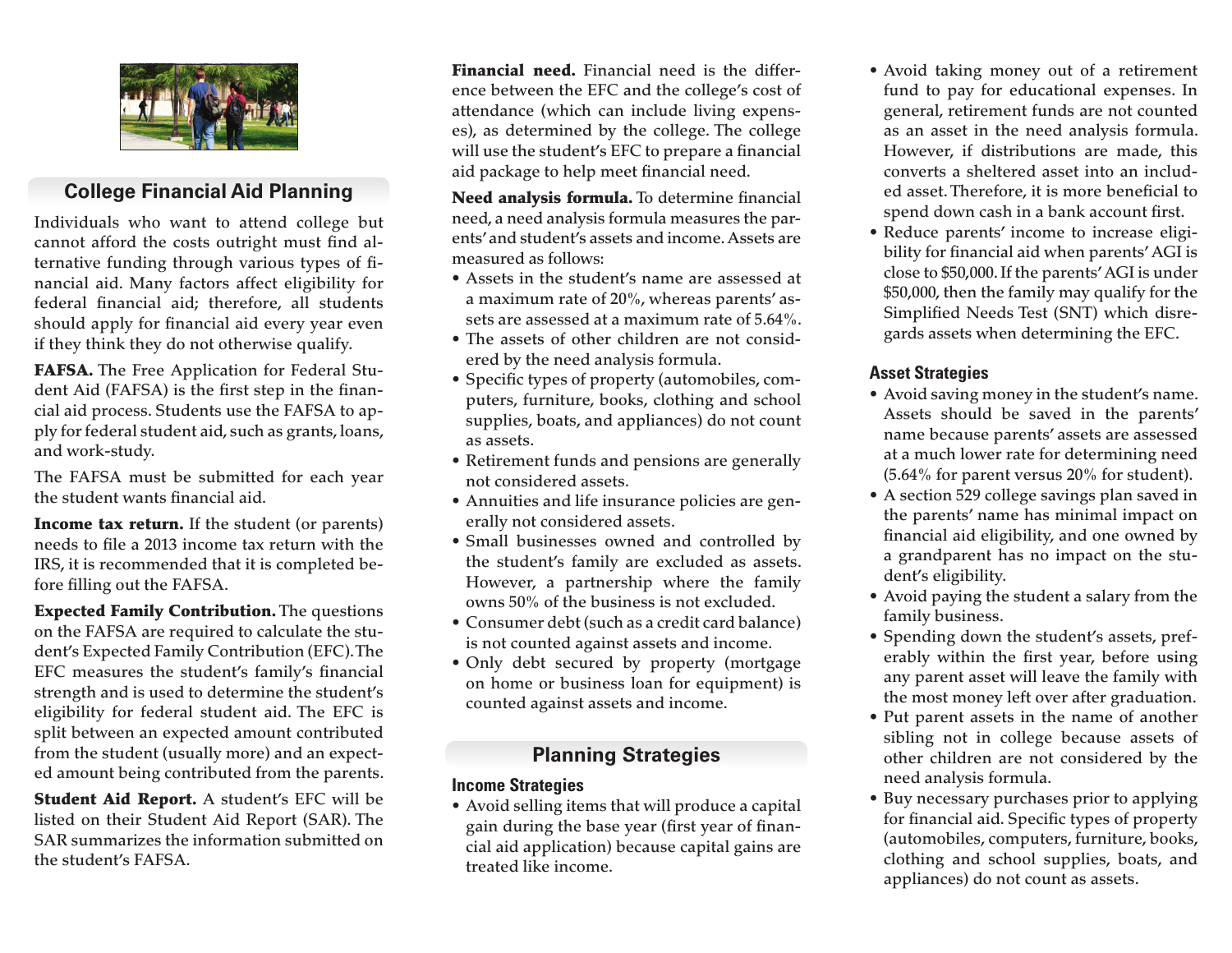## College Financial Aid Planning

Individuals who want to attend college but cannot afford the costs outright must find alternative funding through various types of financial aid. Many factors affect eligibility for federal financial aid; therefore, all students should apply for financial aid every year even if they think they do not otherwise qualify.

**FAFSA.** The Free Application for Federal Student Aid (FAFSA) is the first step in the financial aid process. Students use the FAFSA to apply for federal student aid, such as grants, loans, and work-study.

The FAFSA must be submitted for each year the student wants financial aid.

**Income tax return.** If the student (or parents) needs to file a 2013 income tax return with the IRS, it is recommended that it is completed before filling out the FAFSA.

**Expected Family Contribution.** The questions on the FAFSA are required to calculate the student's Expected Family Contribution (EFC). The EFC measures the student's family's financial strength and is used to determine the student's eligibility for federal student aid. The EFC is split between an expected amount contributed from the student (usually more) and an expected amount being contributed from the parents.

**Student Aid Report.** A student's EFC will be listed on their Student Aid Report (SAR). The SAR summarizes the information submitted on the student's FAFSA.

**Financial need.** Financial need is the difference between the EFC and the college's cost of attendance (which can include living expenses), as determined by the college. The college will use the student's EFC to prepare a financial aid package to help meet financial need.

**Need analysis formula.** To determine financial need, a need analysis formula measures the parents' and student's assets and income. Assets are measured as follows:

- Assets in the student's name are assessed at a maximum rate of 20%, whereas parents' assets are assessed at a maximum rate of 5.64%.
- The assets of other children are not considered by the need analysis formula.
- Specific types of property (automobiles, computers, furniture, books, clothing and school supplies, boats, and appliances) do not count as assets.
- Retirement funds and pensions are generally not considered assets.
- Annuities and life insurance policies are generally not considered assets.
- Small businesses owned and controlled by the student's family are excluded as assets. However, a partnership where the family owns 50% of the business is not excluded.
- Consumer debt (such as a credit card balance) is not counted against assets and income.
- Only debt secured by property (mortgage on home or business loan for equipment) is counted against assets and income.

## Planning Strategies

### Income Strategies

- Avoid selling items that will produce a capital gain during the base year (first year of financial aid application) because capital gains are treated like income.
- Avoid taking money out of a retirement fund to pay for educational expenses. In general, retirement funds are not counted as an asset in the need analysis formula. However, if distributions are made, this converts a sheltered asset into an included asset. Therefore, it is more beneficial to spend down cash in a bank account first.
- Reduce parents' income to increase eligibility for financial aid when parents' AGI is close to $50,000. If the parents' AGI is under $50,000, then the family may qualify for the Simplified Needs Test (SNT) which disregards assets when determining the EFC.

### Asset Strategies

- Avoid saving money in the student's name. Assets should be saved in the parents' name because parents' assets are assessed at a much lower rate for determining need (5.64% for parent versus 20% for student).
- A section 529 college savings plan saved in the parents' name has minimal impact on financial aid eligibility, and one owned by a grandparent has no impact on the student's eligibility.
- Avoid paying the student a salary from the family business.
- Spending down the student's assets, preferably within the first year, before using any parent asset will leave the family with the most money left over after graduation.
- Put parent assets in the name of another sibling not in college because assets of other children are not considered by the need analysis formula.
- Buy necessary purchases prior to applying for financial aid. Specific types of property (automobiles, computers, furniture, books, clothing and school supplies, boats, and appliances) do not count as assets.